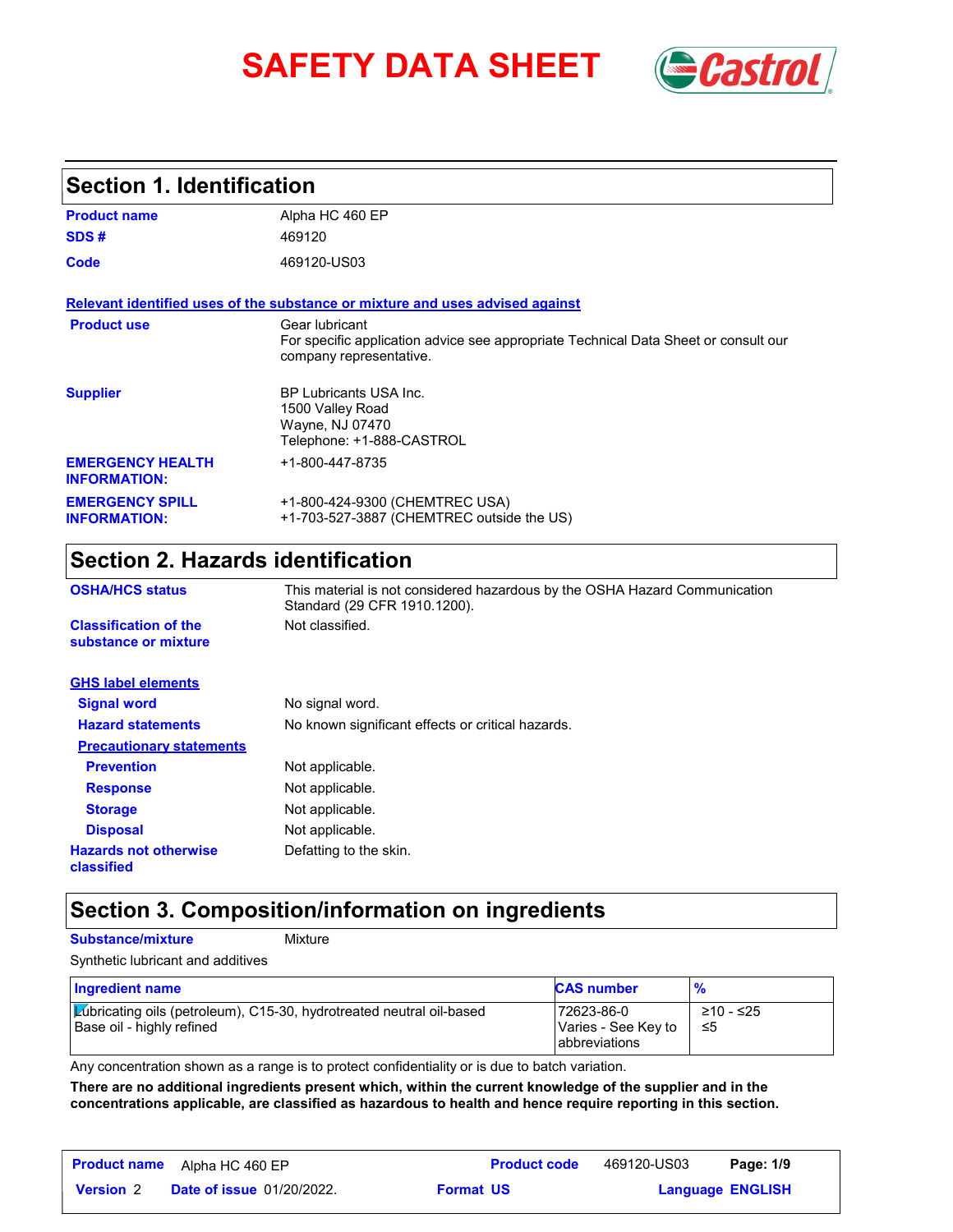# SAFETY DATA SHEET

## Section 1. Identification

**Product name** Alpha HC 460 EP

**SDS #** 469120

**Code** 469120-US03

**Relevant identified uses of the substance or mixture and uses advised against**

**Product use** Gear lubricant
For specific application advice see appropriate Technical Data Sheet or consult our company representative.

**Supplier** BP Lubricants USA Inc.
1500 Valley Road
Wayne, NJ 07470
Telephone: +1-888-CASTROL

**EMERGENCY HEALTH INFORMATION:** +1-800-447-8735

**EMERGENCY SPILL INFORMATION:** +1-800-424-9300 (CHEMTREC USA)
+1-703-527-3887 (CHEMTREC outside the US)

## Section 2. Hazards identification

**OSHA/HCS status** This material is not considered hazardous by the OSHA Hazard Communication Standard (29 CFR 1910.1200).

**Classification of the substance or mixture** Not classified.

**GHS label elements**

**Signal word** No signal word.

**Hazard statements** No known significant effects or critical hazards.

**Precautionary statements**

**Prevention** Not applicable.

**Response** Not applicable.

**Storage** Not applicable.

**Disposal** Not applicable.

**Hazards not otherwise classified** Defatting to the skin.

## Section 3. Composition/information on ingredients

**Substance/mixture** Mixture

Synthetic lubricant and additives

| Ingredient name | CAS number | % |
|---|---|---|
| Lubricating oils (petroleum), C15-30, hydrotreated neutral oil-based | 72623-86-0 | ≥10 - ≤25 |
| Base oil - highly refined | Varies - See Key to abbreviations | ≤5 |

Any concentration shown as a range is to protect confidentiality or is due to batch variation.

**There are no additional ingredients present which, within the current knowledge of the supplier and in the concentrations applicable, are classified as hazardous to health and hence require reporting in this section.**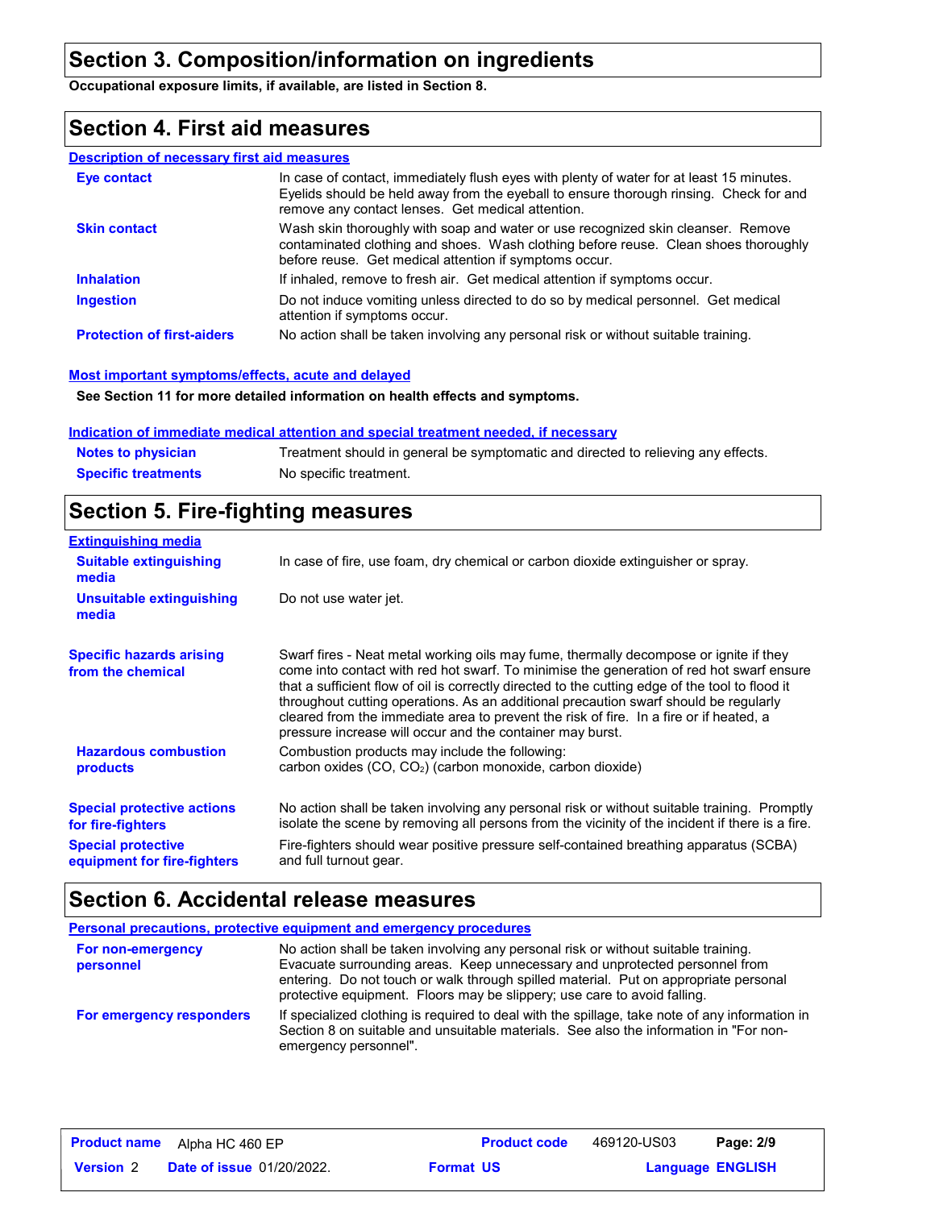## Section 3. Composition/information on ingredients

**Occupational exposure limits, if available, are listed in Section 8.**

## Section 4. First aid measures

### Description of necessary first aid measures

**Eye contact**
In case of contact, immediately flush eyes with plenty of water for at least 15 minutes. Eyelids should be held away from the eyeball to ensure thorough rinsing. Check for and remove any contact lenses. Get medical attention.

**Skin contact**
Wash skin thoroughly with soap and water or use recognized skin cleanser. Remove contaminated clothing and shoes. Wash clothing before reuse. Clean shoes thoroughly before reuse. Get medical attention if symptoms occur.

**Inhalation**
If inhaled, remove to fresh air. Get medical attention if symptoms occur.

**Ingestion**
Do not induce vomiting unless directed to do so by medical personnel. Get medical attention if symptoms occur.

**Protection of first-aiders**
No action shall be taken involving any personal risk or without suitable training.

### Most important symptoms/effects, acute and delayed

**See Section 11 for more detailed information on health effects and symptoms.**

### Indication of immediate medical attention and special treatment needed, if necessary

**Notes to physician**
Treatment should in general be symptomatic and directed to relieving any effects.

**Specific treatments**
No specific treatment.

## Section 5. Fire-fighting measures

### Extinguishing media

**Suitable extinguishing media**
In case of fire, use foam, dry chemical or carbon dioxide extinguisher or spray.

**Unsuitable extinguishing media**
Do not use water jet.

**Specific hazards arising from the chemical**
Swarf fires - Neat metal working oils may fume, thermally decompose or ignite if they come into contact with red hot swarf. To minimise the generation of red hot swarf ensure that a sufficient flow of oil is correctly directed to the cutting edge of the tool to flood it throughout cutting operations. As an additional precaution swarf should be regularly cleared from the immediate area to prevent the risk of fire. In a fire or if heated, a pressure increase will occur and the container may burst.

**Hazardous combustion products**
Combustion products may include the following:
carbon oxides (CO, $CO_2$) (carbon monoxide, carbon dioxide)

**Special protective actions for fire-fighters**
No action shall be taken involving any personal risk or without suitable training. Promptly isolate the scene by removing all persons from the vicinity of the incident if there is a fire.

**Special protective equipment for fire-fighters**
Fire-fighters should wear positive pressure self-contained breathing apparatus (SCBA) and full turnout gear.

## Section 6. Accidental release measures

### Personal precautions, protective equipment and emergency procedures

**For non-emergency personnel**
No action shall be taken involving any personal risk or without suitable training. Evacuate surrounding areas. Keep unnecessary and unprotected personnel from entering. Do not touch or walk through spilled material. Put on appropriate personal protective equipment. Floors may be slippery; use care to avoid falling.

**For emergency responders**
If specialized clothing is required to deal with the spillage, take note of any information in Section 8 on suitable and unsuitable materials. See also the information in "For non-emergency personnel".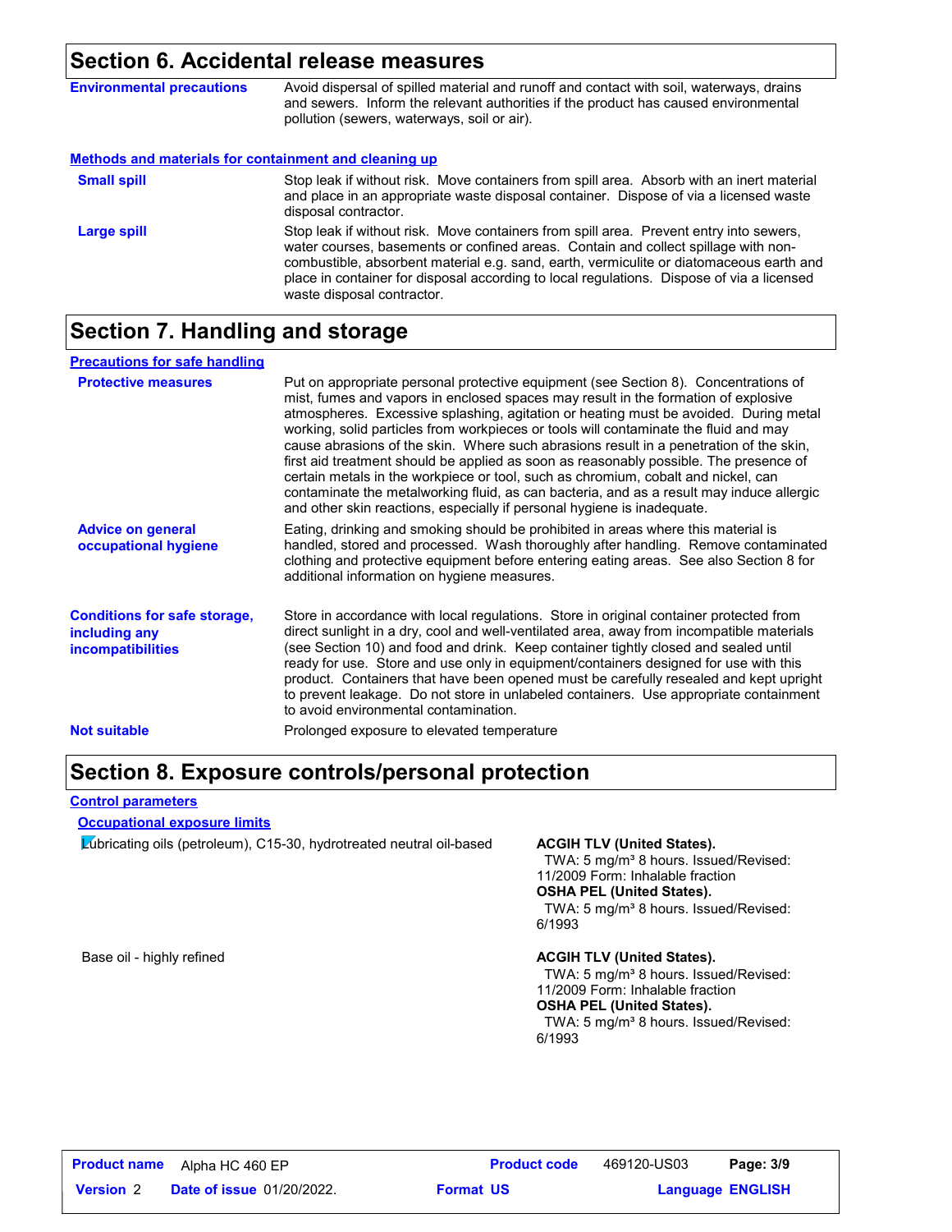## Section 6. Accidental release measures

**Environmental precautions**

Avoid dispersal of spilled material and runoff and contact with soil, waterways, drains and sewers. Inform the relevant authorities if the product has caused environmental pollution (sewers, waterways, soil or air).

**Methods and materials for containment and cleaning up**

**Small spill**

Stop leak if without risk. Move containers from spill area. Absorb with an inert material and place in an appropriate waste disposal container. Dispose of via a licensed waste disposal contractor.

**Large spill**

Stop leak if without risk. Move containers from spill area. Prevent entry into sewers, water courses, basements or confined areas. Contain and collect spillage with non-combustible, absorbent material e.g. sand, earth, vermiculite or diatomaceous earth and place in container for disposal according to local regulations. Dispose of via a licensed waste disposal contractor.

## Section 7. Handling and storage

**Precautions for safe handling**

**Protective measures**

Put on appropriate personal protective equipment (see Section 8). Concentrations of mist, fumes and vapors in enclosed spaces may result in the formation of explosive atmospheres. Excessive splashing, agitation or heating must be avoided. During metal working, solid particles from workpieces or tools will contaminate the fluid and may cause abrasions of the skin. Where such abrasions result in a penetration of the skin, first aid treatment should be applied as soon as reasonably possible. The presence of certain metals in the workpiece or tool, such as chromium, cobalt and nickel, can contaminate the metalworking fluid, as can bacteria, and as a result may induce allergic and other skin reactions, especially if personal hygiene is inadequate.

**Advice on general occupational hygiene**

Eating, drinking and smoking should be prohibited in areas where this material is handled, stored and processed. Wash thoroughly after handling. Remove contaminated clothing and protective equipment before entering eating areas. See also Section 8 for additional information on hygiene measures.

**Conditions for safe storage, including any incompatibilities**

Store in accordance with local regulations. Store in original container protected from direct sunlight in a dry, cool and well-ventilated area, away from incompatible materials (see Section 10) and food and drink. Keep container tightly closed and sealed until ready for use. Store and use only in equipment/containers designed for use with this product. Containers that have been opened must be carefully resealed and kept upright to prevent leakage. Do not store in unlabeled containers. Use appropriate containment to avoid environmental contamination.

**Not suitable**

Prolonged exposure to elevated temperature

## Section 8. Exposure controls/personal protection

**Control parameters**

**Occupational exposure limits**

| Ingredient | Exposure limits |
| --- | --- |
| Lubricating oils (petroleum), C15-30, hydrotreated neutral oil-based | **ACGIH TLV (United States).** TWA: 5 mg/m³ 8 hours. Issued/Revised: 11/2009 Form: Inhalable fraction **OSHA PEL (United States).** TWA: 5 mg/m³ 8 hours. Issued/Revised: 6/1993 |
| Base oil - highly refined | **ACGIH TLV (United States).** TWA: 5 mg/m³ 8 hours. Issued/Revised: 11/2009 Form: Inhalable fraction **OSHA PEL (United States).** TWA: 5 mg/m³ 8 hours. Issued/Revised: 6/1993 |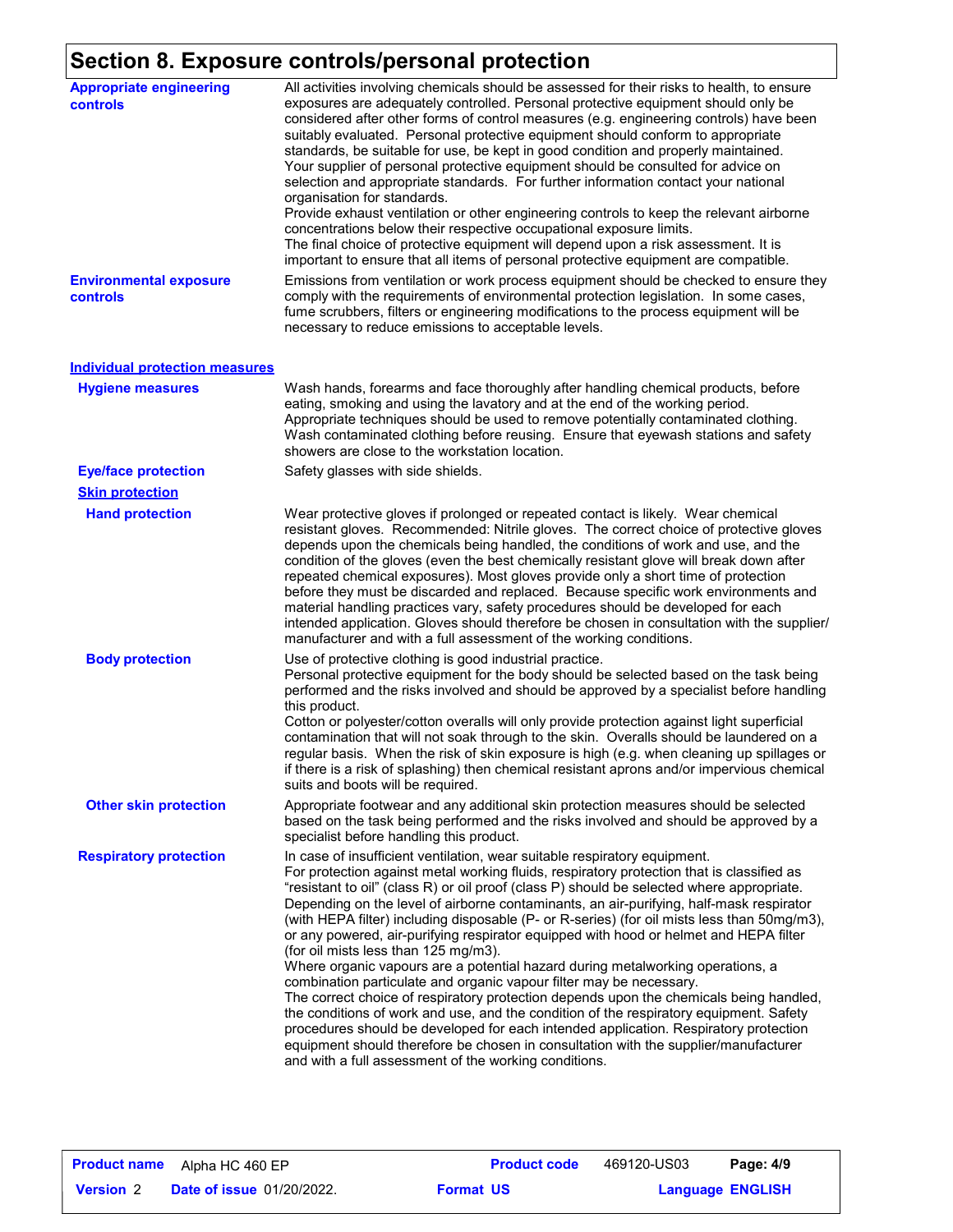# Section 8. Exposure controls/personal protection

**Appropriate engineering controls**

All activities involving chemicals should be assessed for their risks to health, to ensure exposures are adequately controlled. Personal protective equipment should only be considered after other forms of control measures (e.g. engineering controls) have been suitably evaluated. Personal protective equipment should conform to appropriate standards, be suitable for use, be kept in good condition and properly maintained. Your supplier of personal protective equipment should be consulted for advice on selection and appropriate standards. For further information contact your national organisation for standards.
Provide exhaust ventilation or other engineering controls to keep the relevant airborne concentrations below their respective occupational exposure limits.
The final choice of protective equipment will depend upon a risk assessment. It is important to ensure that all items of personal protective equipment are compatible.

**Environmental exposure controls**

Emissions from ventilation or work process equipment should be checked to ensure they comply with the requirements of environmental protection legislation. In some cases, fume scrubbers, filters or engineering modifications to the process equipment will be necessary to reduce emissions to acceptable levels.

## Individual protection measures

**Hygiene measures**

Wash hands, forearms and face thoroughly after handling chemical products, before eating, smoking and using the lavatory and at the end of the working period. Appropriate techniques should be used to remove potentially contaminated clothing. Wash contaminated clothing before reusing. Ensure that eyewash stations and safety showers are close to the workstation location.

**Eye/face protection**

Safety glasses with side shields.

### Skin protection

**Hand protection**

Wear protective gloves if prolonged or repeated contact is likely. Wear chemical resistant gloves. Recommended: Nitrile gloves. The correct choice of protective gloves depends upon the chemicals being handled, the conditions of work and use, and the condition of the gloves (even the best chemically resistant glove will break down after repeated chemical exposures). Most gloves provide only a short time of protection before they must be discarded and replaced. Because specific work environments and material handling practices vary, safety procedures should be developed for each intended application. Gloves should therefore be chosen in consultation with the supplier/manufacturer and with a full assessment of the working conditions.

**Body protection**

Use of protective clothing is good industrial practice.
Personal protective equipment for the body should be selected based on the task being performed and the risks involved and should be approved by a specialist before handling this product.
Cotton or polyester/cotton overalls will only provide protection against light superficial contamination that will not soak through to the skin. Overalls should be laundered on a regular basis. When the risk of skin exposure is high (e.g. when cleaning up spillages or if there is a risk of splashing) then chemical resistant aprons and/or impervious chemical suits and boots will be required.

**Other skin protection**

Appropriate footwear and any additional skin protection measures should be selected based on the task being performed and the risks involved and should be approved by a specialist before handling this product.

**Respiratory protection**

In case of insufficient ventilation, wear suitable respiratory equipment.
For protection against metal working fluids, respiratory protection that is classified as "resistant to oil" (class R) or oil proof (class P) should be selected where appropriate. Depending on the level of airborne contaminants, an air-purifying, half-mask respirator (with HEPA filter) including disposable (P- or R-series) (for oil mists less than 50mg/m3), or any powered, air-purifying respirator equipped with hood or helmet and HEPA filter (for oil mists less than 125 mg/m3).
Where organic vapours are a potential hazard during metalworking operations, a combination particulate and organic vapour filter may be necessary.
The correct choice of respiratory protection depends upon the chemicals being handled, the conditions of work and use, and the condition of the respiratory equipment. Safety procedures should be developed for each intended application. Respiratory protection equipment should therefore be chosen in consultation with the supplier/manufacturer and with a full assessment of the working conditions.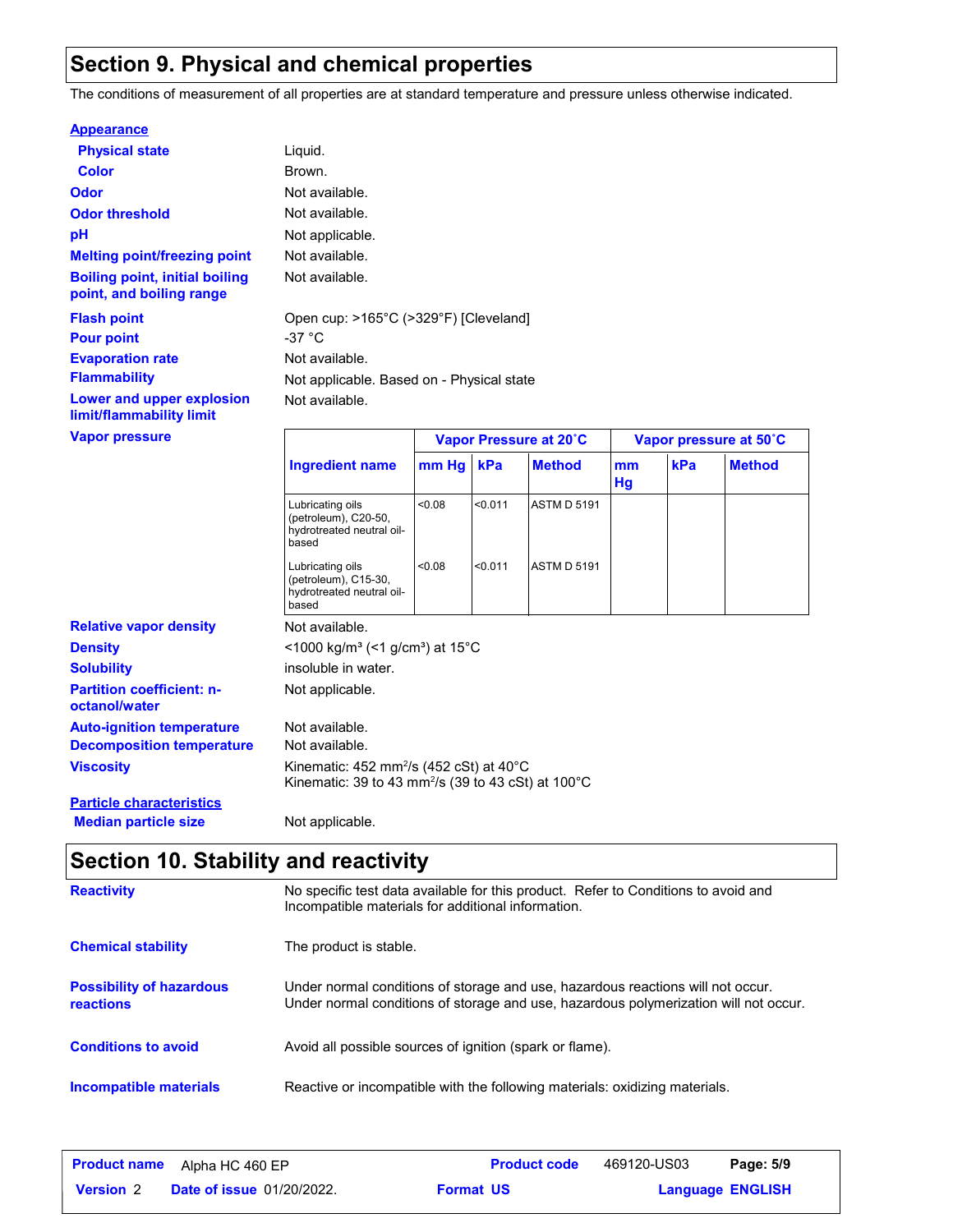## Section 9. Physical and chemical properties

The conditions of measurement of all properties are at standard temperature and pressure unless otherwise indicated.

**Appearance**

| | |
|---|---|
| **Physical state** | Liquid. |
| **Color** | Brown. |
| **Odor** | Not available. |
| **Odor threshold** | Not available. |
| **pH** | Not applicable. |
| **Melting point/freezing point** | Not available. |
| **Boiling point, initial boiling point, and boiling range** | Not available. |
| **Flash point** | Open cup: >165°C (>329°F) [Cleveland] |
| **Pour point** | -37 °C |
| **Evaporation rate** | Not available. |
| **Flammability** | Not applicable. Based on - Physical state |
| **Lower and upper explosion limit/flammability limit** | Not available. |

**Vapor pressure**

| Ingredient name | Vapor Pressure at 20˚C | | | Vapor pressure at 50˚C | | |
|---|---|---|---|---|---|---|
| | mm Hg | kPa | Method | mm Hg | kPa | Method |
| Lubricating oils (petroleum), C20-50, hydrotreated neutral oil-based | <0.08 | <0.011 | ASTM D 5191 | | | |
| Lubricating oils (petroleum), C15-30, hydrotreated neutral oil-based | <0.08 | <0.011 | ASTM D 5191 | | | |

| | |
|---|---|
| **Relative vapor density** | Not available. |
| **Density** | <1000 kg/m³ (<1 g/cm³) at 15°C |
| **Solubility** | insoluble in water. |
| **Partition coefficient: n-octanol/water** | Not applicable. |
| **Auto-ignition temperature** | Not available. |
| **Decomposition temperature** | Not available. |
| **Viscosity** | Kinematic: 452 mm²/s (452 cSt) at 40°C<br>Kinematic: 39 to 43 mm²/s (39 to 43 cSt) at 100°C |

**Particle characteristics**

| | |
|---|---|
| **Median particle size** | Not applicable. |

## Section 10. Stability and reactivity

| | |
|---|---|
| **Reactivity** | No specific test data available for this product. Refer to Conditions to avoid and Incompatible materials for additional information. |
| **Chemical stability** | The product is stable. |
| **Possibility of hazardous reactions** | Under normal conditions of storage and use, hazardous reactions will not occur.<br>Under normal conditions of storage and use, hazardous polymerization will not occur. |
| **Conditions to avoid** | Avoid all possible sources of ignition (spark or flame). |
| **Incompatible materials** | Reactive or incompatible with the following materials: oxidizing materials. |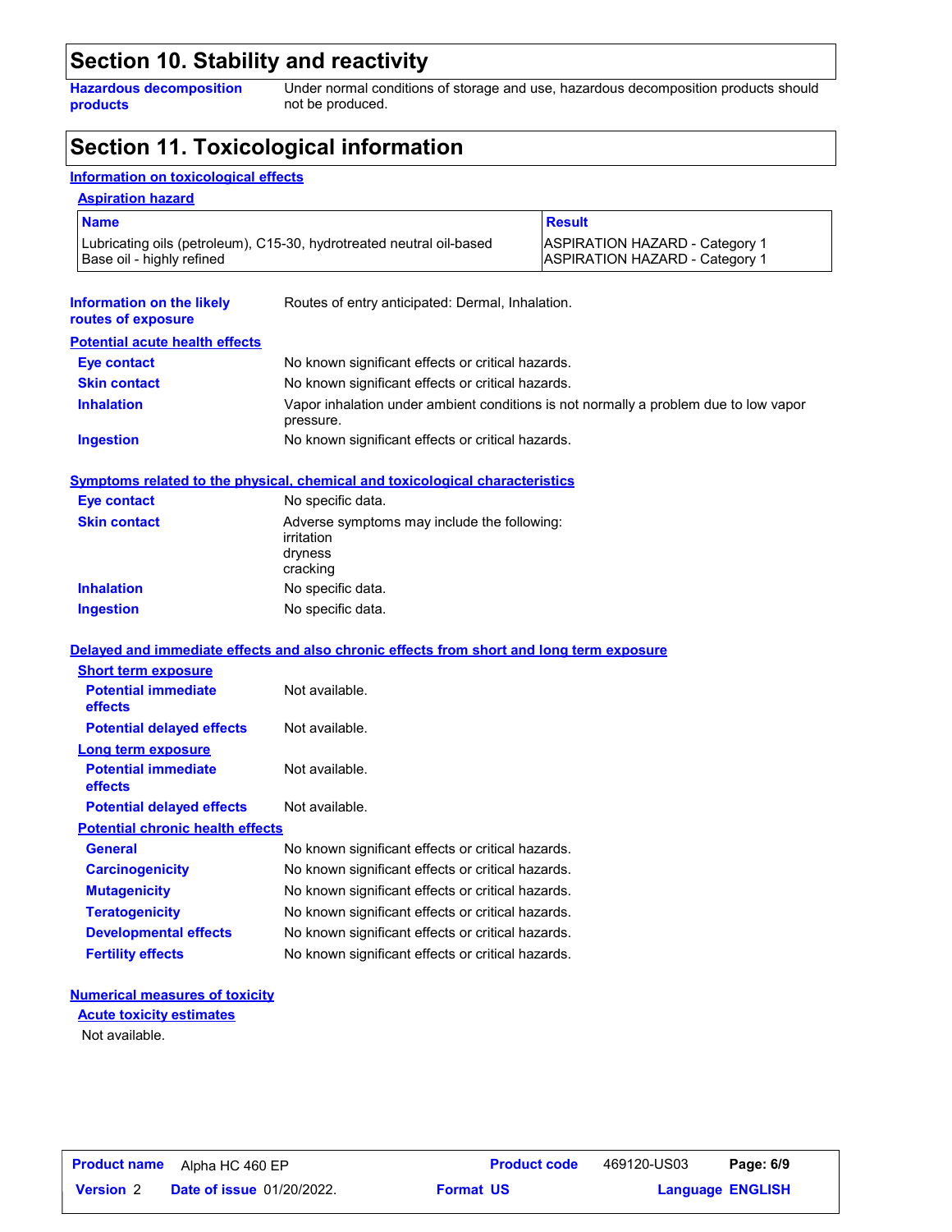## Section 10. Stability and reactivity

**Hazardous decomposition products**
Under normal conditions of storage and use, hazardous decomposition products should not be produced.

## Section 11. Toxicological information

### Information on toxicological effects

#### Aspiration hazard

| Name | Result |
|---|---|
| Lubricating oils (petroleum), C15-30, hydrotreated neutral oil-based | ASPIRATION HAZARD - Category 1 |
| Base oil - highly refined | ASPIRATION HAZARD - Category 1 |

**Information on the likely routes of exposure**
Routes of entry anticipated: Dermal, Inhalation.

#### Potential acute health effects

**Eye contact**
No known significant effects or critical hazards.

**Skin contact**
No known significant effects or critical hazards.

**Inhalation**
Vapor inhalation under ambient conditions is not normally a problem due to low vapor pressure.

**Ingestion**
No known significant effects or critical hazards.

#### Symptoms related to the physical, chemical and toxicological characteristics

**Eye contact**
No specific data.

**Skin contact**
Adverse symptoms may include the following:
irritation
dryness
cracking

**Inhalation**
No specific data.

**Ingestion**
No specific data.

#### Delayed and immediate effects and also chronic effects from short and long term exposure

**Short term exposure**

**Potential immediate effects**
Not available.

**Potential delayed effects**
Not available.

**Long term exposure**

**Potential immediate effects**
Not available.

**Potential delayed effects**
Not available.

**Potential chronic health effects**

**General**
No known significant effects or critical hazards.

**Carcinogenicity**
No known significant effects or critical hazards.

**Mutagenicity**
No known significant effects or critical hazards.

**Teratogenicity**
No known significant effects or critical hazards.

**Developmental effects**
No known significant effects or critical hazards.

**Fertility effects**
No known significant effects or critical hazards.

#### Numerical measures of toxicity

**Acute toxicity estimates**

Not available.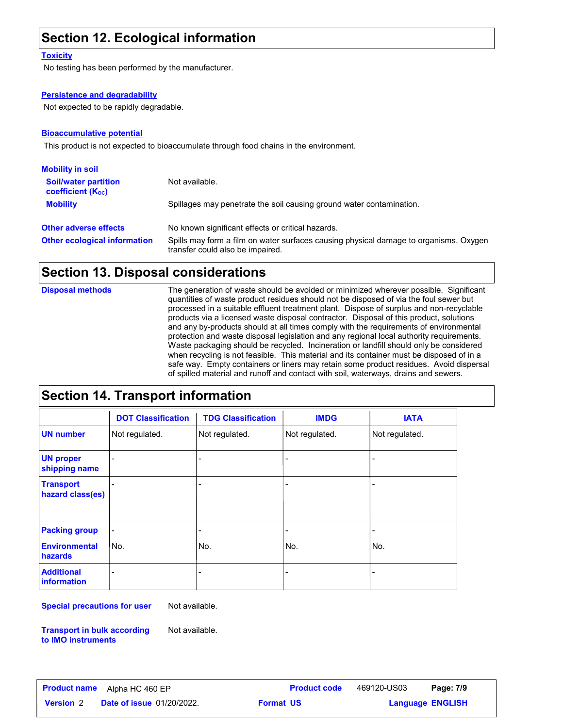## Section 12. Ecological information

### Toxicity

No testing has been performed by the manufacturer.

### Persistence and degradability

Not expected to be rapidly degradable.

### Bioaccumulative potential

This product is not expected to bioaccumulate through food chains in the environment.

### Mobility in soil

**Soil/water partition coefficient ($K_{OC}$)**: Not available.

**Mobility**: Spillages may penetrate the soil causing ground water contamination.

**Other adverse effects**: No known significant effects or critical hazards.

**Other ecological information**: Spills may form a film on water surfaces causing physical damage to organisms. Oxygen transfer could also be impaired.

## Section 13. Disposal considerations

**Disposal methods**: The generation of waste should be avoided or minimized wherever possible. Significant quantities of waste product residues should not be disposed of via the foul sewer but processed in a suitable effluent treatment plant. Dispose of surplus and non-recyclable products via a licensed waste disposal contractor. Disposal of this product, solutions and any by-products should at all times comply with the requirements of environmental protection and waste disposal legislation and any regional local authority requirements. Waste packaging should be recycled. Incineration or landfill should only be considered when recycling is not feasible. This material and its container must be disposed of in a safe way. Empty containers or liners may retain some product residues. Avoid dispersal of spilled material and runoff and contact with soil, waterways, drains and sewers.

## Section 14. Transport information

| | DOT Classification | TDG Classification | IMDG | IATA |
|---|---|---|---|---|
| UN number | Not regulated. | Not regulated. | Not regulated. | Not regulated. |
| UN proper shipping name | - | - | - | - |
| Transport hazard class(es) | - | - | - | - |
| Packing group | - | - | - | - |
| Environmental hazards | No. | No. | No. | No. |
| Additional information | - | - | - | - |

**Special precautions for user**: Not available.

**Transport in bulk according to IMO instruments**: Not available.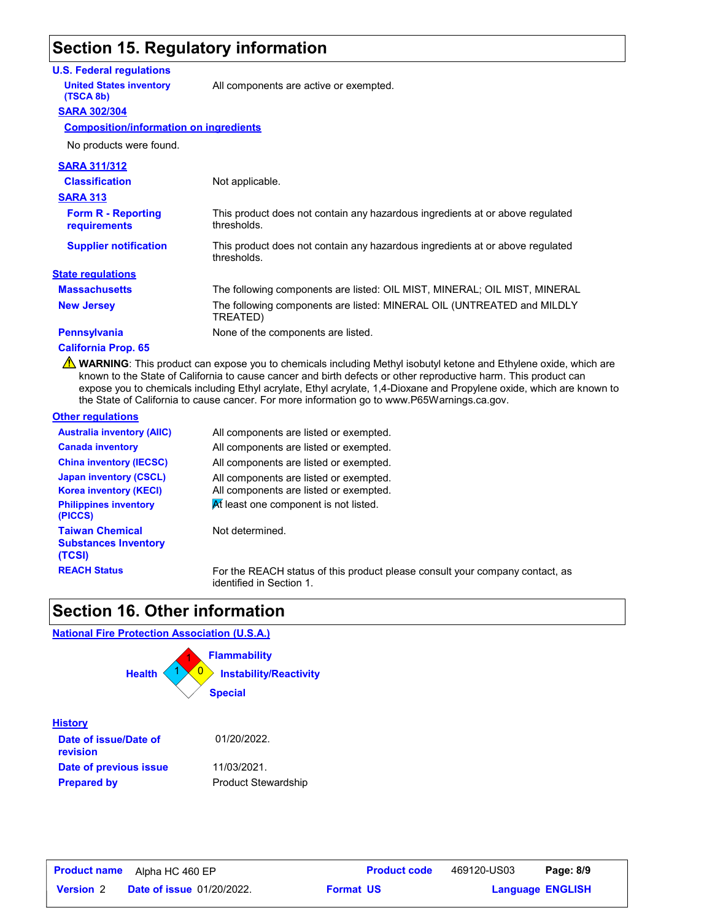# Section 15. Regulatory information

## U.S. Federal regulations

**United States inventory (TSCA 8b)**: All components are active or exempted.

**SARA 302/304**

**Composition/information on ingredients**

No products were found.

**SARA 311/312**

**Classification**: Not applicable.

**SARA 313**

**Form R - Reporting requirements**: This product does not contain any hazardous ingredients at or above regulated thresholds.

**Supplier notification**: This product does not contain any hazardous ingredients at or above regulated thresholds.

## State regulations

**Massachusetts**: The following components are listed: OIL MIST, MINERAL; OIL MIST, MINERAL

**New Jersey**: The following components are listed: MINERAL OIL (UNTREATED and MILDLY TREATED)

**Pennsylvania**: None of the components are listed.

**California Prop. 65**

⚠ **WARNING**: This product can expose you to chemicals including Methyl isobutyl ketone and Ethylene oxide, which are known to the State of California to cause cancer and birth defects or other reproductive harm. This product can expose you to chemicals including Ethyl acrylate, Ethyl acrylate, 1,4-Dioxane and Propylene oxide, which are known to the State of California to cause cancer. For more information go to www.P65Warnings.ca.gov.

## Other regulations

**Australia inventory (AIIC)**: All components are listed or exempted.

**Canada inventory**: All components are listed or exempted.

**China inventory (IECSC)**: All components are listed or exempted.

**Japan inventory (CSCL)**: All components are listed or exempted.

**Korea inventory (KECI)**: All components are listed or exempted.

**Philippines inventory (PICCS)**: At least one component is not listed.

**Taiwan Chemical Substances Inventory (TCSI)**: Not determined.

**REACH Status**: For the REACH status of this product please consult your company contact, as identified in Section 1.

# Section 16. Other information

## National Fire Protection Association (U.S.A.)

Health: 1
Flammability: 1
Instability/Reactivity: 0
Special:

## History

**Date of issue/Date of revision**: 01/20/2022.

**Date of previous issue**: 11/03/2021.

**Prepared by**: Product Stewardship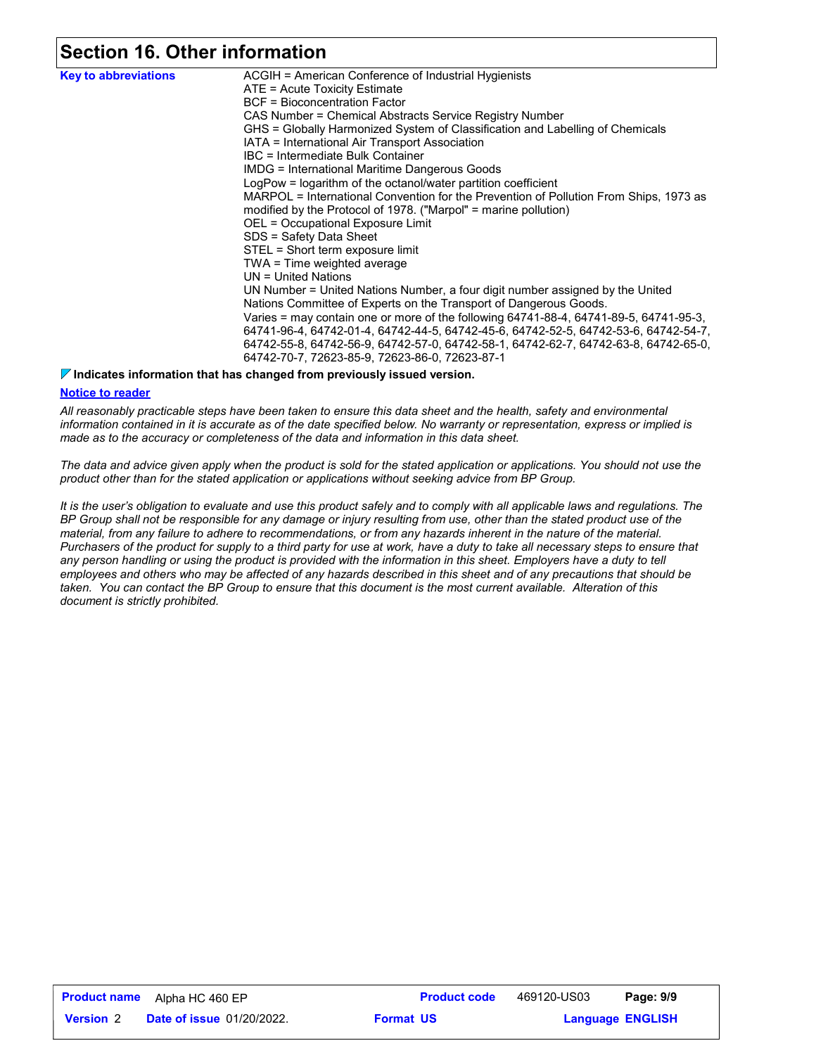## Section 16. Other information

**Key to abbreviations**

ACGIH = American Conference of Industrial Hygienists
ATE = Acute Toxicity Estimate
BCF = Bioconcentration Factor
CAS Number = Chemical Abstracts Service Registry Number
GHS = Globally Harmonized System of Classification and Labelling of Chemicals
IATA = International Air Transport Association
IBC = Intermediate Bulk Container
IMDG = International Maritime Dangerous Goods
LogPow = logarithm of the octanol/water partition coefficient
MARPOL = International Convention for the Prevention of Pollution From Ships, 1973 as modified by the Protocol of 1978. ("Marpol" = marine pollution)
OEL = Occupational Exposure Limit
SDS = Safety Data Sheet
STEL = Short term exposure limit
TWA = Time weighted average
UN = United Nations
UN Number = United Nations Number, a four digit number assigned by the United Nations Committee of Experts on the Transport of Dangerous Goods.
Varies = may contain one or more of the following 64741-88-4, 64741-89-5, 64741-95-3, 64741-96-4, 64742-01-4, 64742-44-5, 64742-45-6, 64742-52-5, 64742-53-6, 64742-54-7, 64742-55-8, 64742-56-9, 64742-57-0, 64742-58-1, 64742-62-7, 64742-63-8, 64742-65-0, 64742-70-7, 72623-85-9, 72623-86-0, 72623-87-1

**Indicates information that has changed from previously issued version.**

**Notice to reader**

*All reasonably practicable steps have been taken to ensure this data sheet and the health, safety and environmental information contained in it is accurate as of the date specified below. No warranty or representation, express or implied is made as to the accuracy or completeness of the data and information in this data sheet.*

*The data and advice given apply when the product is sold for the stated application or applications. You should not use the product other than for the stated application or applications without seeking advice from BP Group.*

*It is the user's obligation to evaluate and use this product safely and to comply with all applicable laws and regulations. The BP Group shall not be responsible for any damage or injury resulting from use, other than the stated product use of the material, from any failure to adhere to recommendations, or from any hazards inherent in the nature of the material. Purchasers of the product for supply to a third party for use at work, have a duty to take all necessary steps to ensure that any person handling or using the product is provided with the information in this sheet. Employers have a duty to tell employees and others who may be affected of any hazards described in this sheet and of any precautions that should be taken. You can contact the BP Group to ensure that this document is the most current available. Alteration of this document is strictly prohibited.*